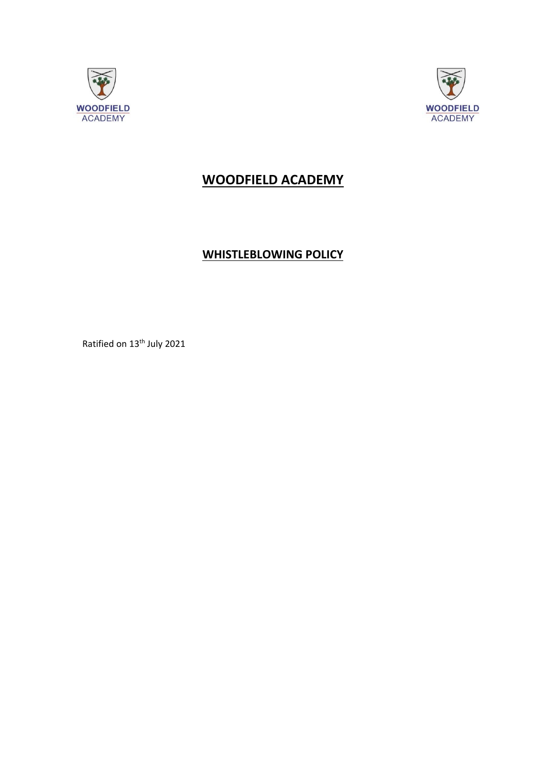# WOODFIELD ACADEMY

## WHISTLEBLOWING POLICY

Ratified on 13th July 2021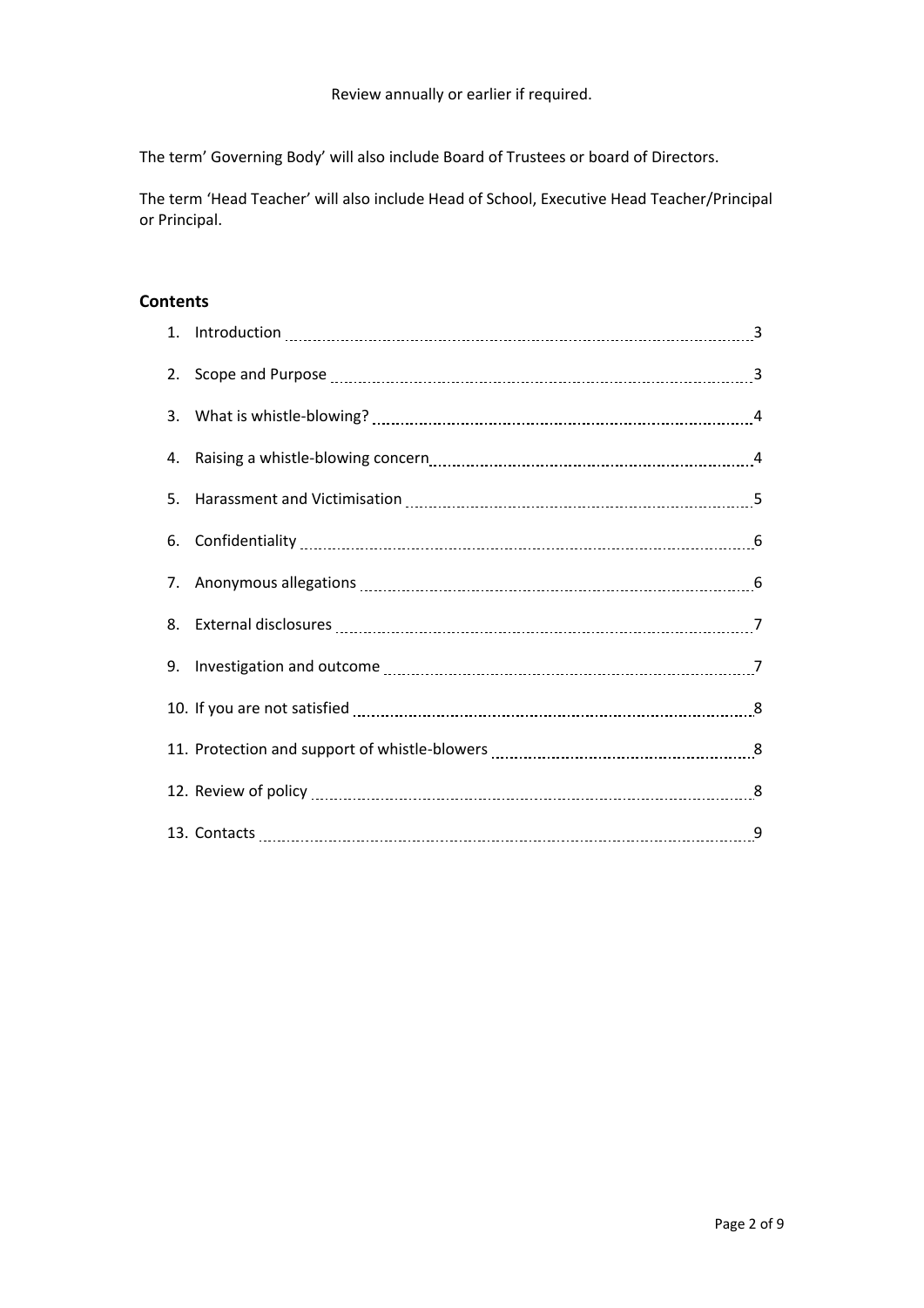Review annually or earlier if required.

The term' Governing Body' will also include Board of Trustees or board of Directors.

The term 'Head Teacher' will also include Head of School, Executive Head Teacher/Principal or Principal.

## Contents

1. Introduction ........ 3
2. Scope and Purpose ........ 3
3. What is whistle-blowing? ........ 4
4. Raising a whistle-blowing concern ........ 4
5. Harassment and Victimisation ........ 5
6. Confidentiality ........ 6
7. Anonymous allegations ........ 6
8. External disclosures ........ 7
9. Investigation and outcome ........ 7
10. If you are not satisfied ........ 8
11. Protection and support of whistle-blowers ........ 8
12. Review of policy ........ 8
13. Contacts ........ 9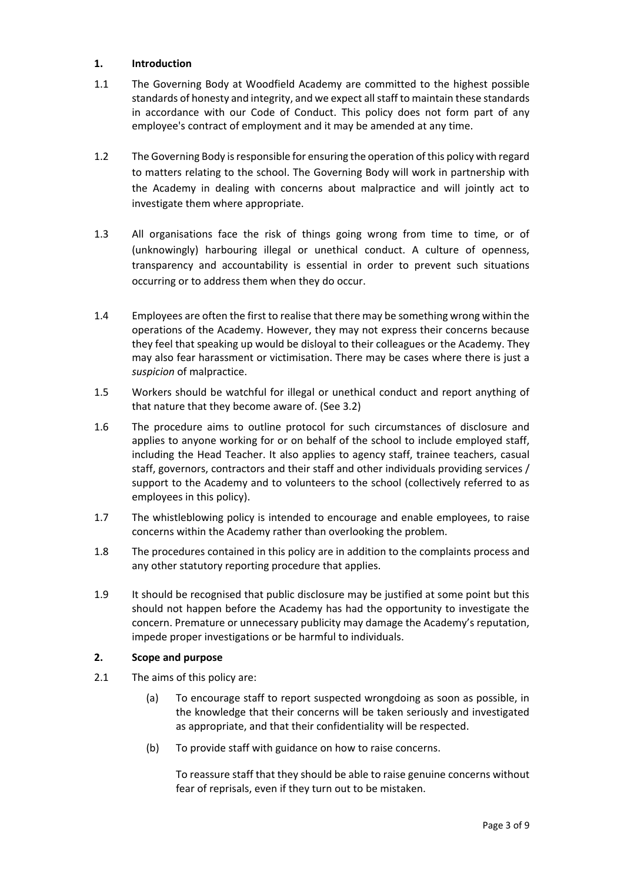## 1. Introduction

1.1 The Governing Body at Woodfield Academy are committed to the highest possible standards of honesty and integrity, and we expect all staff to maintain these standards in accordance with our Code of Conduct. This policy does not form part of any employee's contract of employment and it may be amended at any time.

1.2 The Governing Body is responsible for ensuring the operation of this policy with regard to matters relating to the school. The Governing Body will work in partnership with the Academy in dealing with concerns about malpractice and will jointly act to investigate them where appropriate.

1.3 All organisations face the risk of things going wrong from time to time, or of (unknowingly) harbouring illegal or unethical conduct. A culture of openness, transparency and accountability is essential in order to prevent such situations occurring or to address them when they do occur.

1.4 Employees are often the first to realise that there may be something wrong within the operations of the Academy. However, they may not express their concerns because they feel that speaking up would be disloyal to their colleagues or the Academy. They may also fear harassment or victimisation. There may be cases where there is just a *suspicion* of malpractice.

1.5 Workers should be watchful for illegal or unethical conduct and report anything of that nature that they become aware of. (See 3.2)

1.6 The procedure aims to outline protocol for such circumstances of disclosure and applies to anyone working for or on behalf of the school to include employed staff, including the Head Teacher. It also applies to agency staff, trainee teachers, casual staff, governors, contractors and their staff and other individuals providing services / support to the Academy and to volunteers to the school (collectively referred to as employees in this policy).

1.7 The whistleblowing policy is intended to encourage and enable employees, to raise concerns within the Academy rather than overlooking the problem.

1.8 The procedures contained in this policy are in addition to the complaints process and any other statutory reporting procedure that applies.

1.9 It should be recognised that public disclosure may be justified at some point but this should not happen before the Academy has had the opportunity to investigate the concern. Premature or unnecessary publicity may damage the Academy's reputation, impede proper investigations or be harmful to individuals.

## 2. Scope and purpose

2.1 The aims of this policy are:

(a) To encourage staff to report suspected wrongdoing as soon as possible, in the knowledge that their concerns will be taken seriously and investigated as appropriate, and that their confidentiality will be respected.

(b) To provide staff with guidance on how to raise concerns.

To reassure staff that they should be able to raise genuine concerns without fear of reprisals, even if they turn out to be mistaken.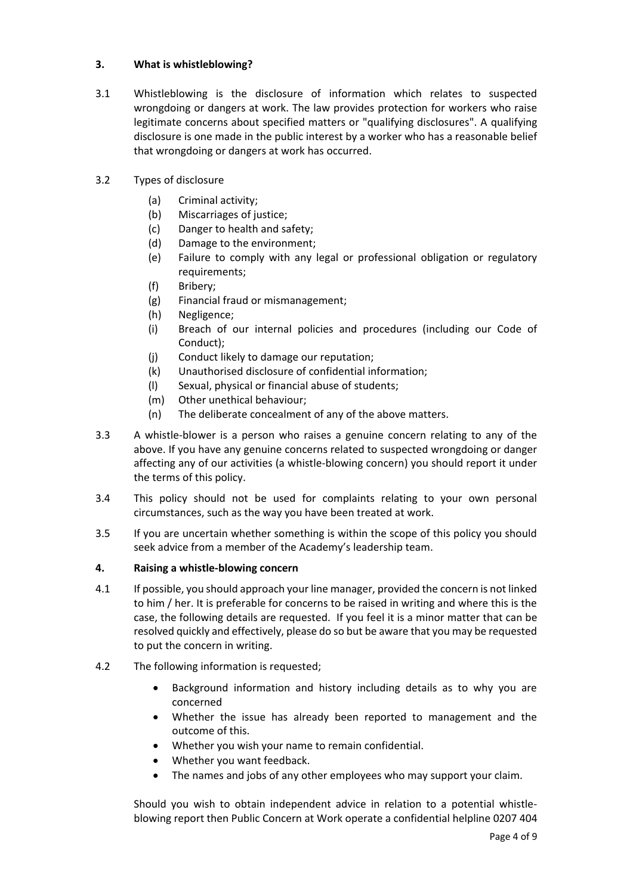## 3. What is whistleblowing?

3.1 Whistleblowing is the disclosure of information which relates to suspected wrongdoing or dangers at work. The law provides protection for workers who raise legitimate concerns about specified matters or "qualifying disclosures". A qualifying disclosure is one made in the public interest by a worker who has a reasonable belief that wrongdoing or dangers at work has occurred.

3.2 Types of disclosure

(a) Criminal activity;
(b) Miscarriages of justice;
(c) Danger to health and safety;
(d) Damage to the environment;
(e) Failure to comply with any legal or professional obligation or regulatory requirements;
(f) Bribery;
(g) Financial fraud or mismanagement;
(h) Negligence;
(i) Breach of our internal policies and procedures (including our Code of Conduct);
(j) Conduct likely to damage our reputation;
(k) Unauthorised disclosure of confidential information;
(l) Sexual, physical or financial abuse of students;
(m) Other unethical behaviour;
(n) The deliberate concealment of any of the above matters.

3.3 A whistle-blower is a person who raises a genuine concern relating to any of the above. If you have any genuine concerns related to suspected wrongdoing or danger affecting any of our activities (a whistle-blowing concern) you should report it under the terms of this policy.

3.4 This policy should not be used for complaints relating to your own personal circumstances, such as the way you have been treated at work.

3.5 If you are uncertain whether something is within the scope of this policy you should seek advice from a member of the Academy's leadership team.

## 4. Raising a whistle-blowing concern

4.1 If possible, you should approach your line manager, provided the concern is not linked to him / her. It is preferable for concerns to be raised in writing and where this is the case, the following details are requested. If you feel it is a minor matter that can be resolved quickly and effectively, please do so but be aware that you may be requested to put the concern in writing.

4.2 The following information is requested;

- Background information and history including details as to why you are concerned
- Whether the issue has already been reported to management and the outcome of this.
- Whether you wish your name to remain confidential.
- Whether you want feedback.
- The names and jobs of any other employees who may support your claim.

Should you wish to obtain independent advice in relation to a potential whistle-blowing report then Public Concern at Work operate a confidential helpline 0207 404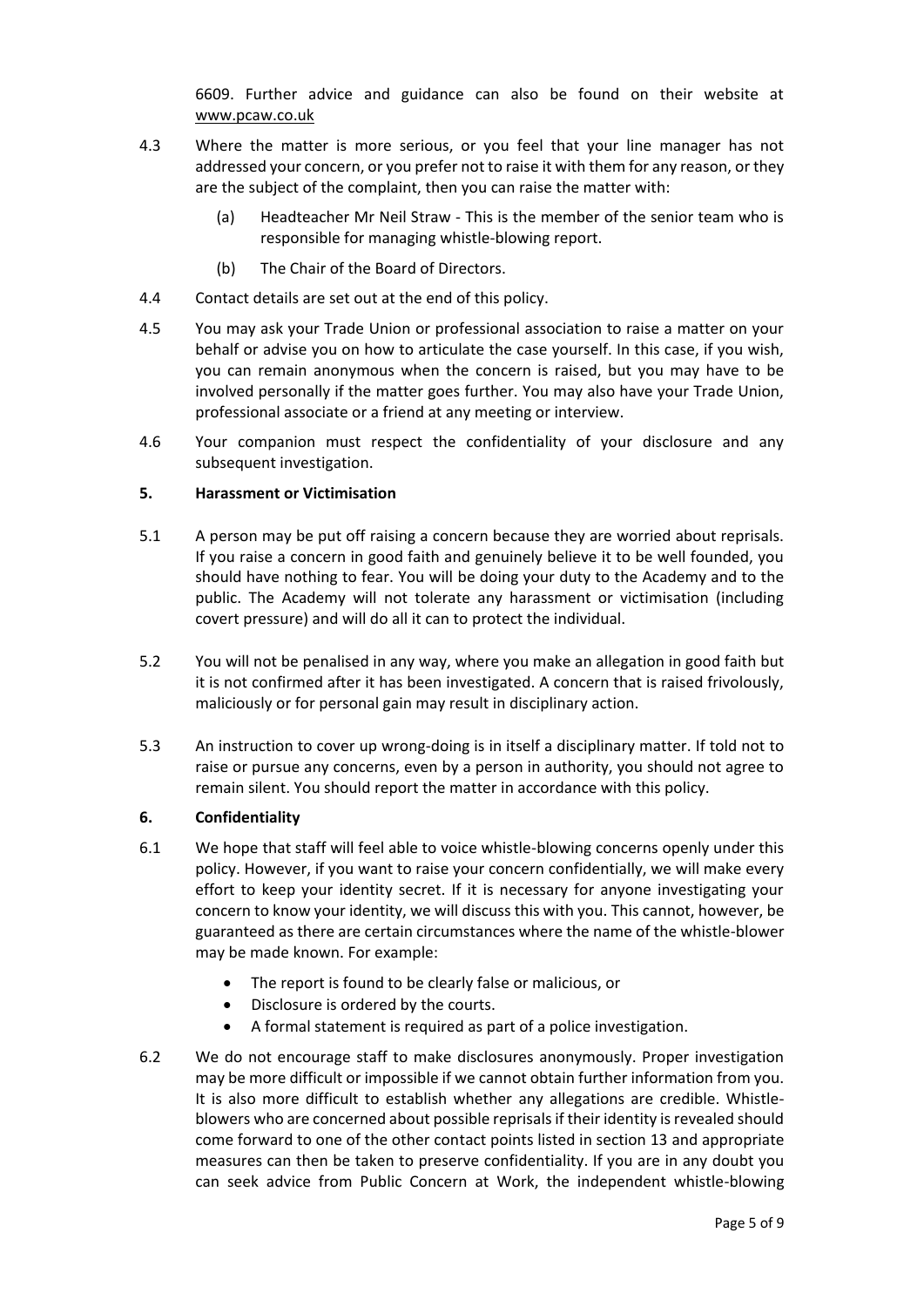6609. Further advice and guidance can also be found on their website at www.pcaw.co.uk

4.3 Where the matter is more serious, or you feel that your line manager has not addressed your concern, or you prefer not to raise it with them for any reason, or they are the subject of the complaint, then you can raise the matter with:

   (a) Headteacher Mr Neil Straw - This is the member of the senior team who is responsible for managing whistle-blowing report.

   (b) The Chair of the Board of Directors.

4.4 Contact details are set out at the end of this policy.

4.5 You may ask your Trade Union or professional association to raise a matter on your behalf or advise you on how to articulate the case yourself. In this case, if you wish, you can remain anonymous when the concern is raised, but you may have to be involved personally if the matter goes further. You may also have your Trade Union, professional associate or a friend at any meeting or interview.

4.6 Your companion must respect the confidentiality of your disclosure and any subsequent investigation.

## 5. Harassment or Victimisation

5.1 A person may be put off raising a concern because they are worried about reprisals. If you raise a concern in good faith and genuinely believe it to be well founded, you should have nothing to fear. You will be doing your duty to the Academy and to the public. The Academy will not tolerate any harassment or victimisation (including covert pressure) and will do all it can to protect the individual.

5.2 You will not be penalised in any way, where you make an allegation in good faith but it is not confirmed after it has been investigated. A concern that is raised frivolously, maliciously or for personal gain may result in disciplinary action.

5.3 An instruction to cover up wrong-doing is in itself a disciplinary matter. If told not to raise or pursue any concerns, even by a person in authority, you should not agree to remain silent. You should report the matter in accordance with this policy.

## 6. Confidentiality

6.1 We hope that staff will feel able to voice whistle-blowing concerns openly under this policy. However, if you want to raise your concern confidentially, we will make every effort to keep your identity secret. If it is necessary for anyone investigating your concern to know your identity, we will discuss this with you. This cannot, however, be guaranteed as there are certain circumstances where the name of the whistle-blower may be made known. For example:

- The report is found to be clearly false or malicious, or
- Disclosure is ordered by the courts.
- A formal statement is required as part of a police investigation.

6.2 We do not encourage staff to make disclosures anonymously. Proper investigation may be more difficult or impossible if we cannot obtain further information from you. It is also more difficult to establish whether any allegations are credible. Whistle-blowers who are concerned about possible reprisals if their identity is revealed should come forward to one of the other contact points listed in section 13 and appropriate measures can then be taken to preserve confidentiality. If you are in any doubt you can seek advice from Public Concern at Work, the independent whistle-blowing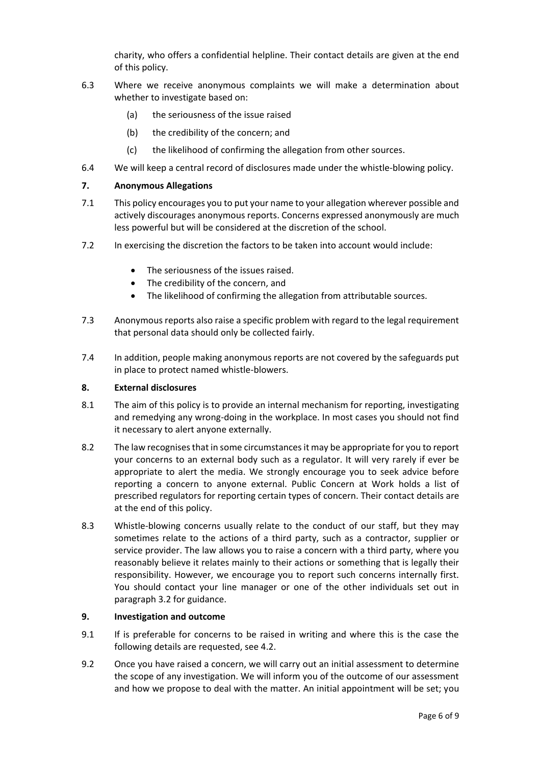charity, who offers a confidential helpline. Their contact details are given at the end of this policy.

6.3 Where we receive anonymous complaints we will make a determination about whether to investigate based on:

(a) the seriousness of the issue raised

(b) the credibility of the concern; and

(c) the likelihood of confirming the allegation from other sources.

6.4 We will keep a central record of disclosures made under the whistle-blowing policy.

**7. Anonymous Allegations**

7.1 This policy encourages you to put your name to your allegation wherever possible and actively discourages anonymous reports. Concerns expressed anonymously are much less powerful but will be considered at the discretion of the school.

7.2 In exercising the discretion the factors to be taken into account would include:

- The seriousness of the issues raised.
- The credibility of the concern, and
- The likelihood of confirming the allegation from attributable sources.

7.3 Anonymous reports also raise a specific problem with regard to the legal requirement that personal data should only be collected fairly.

7.4 In addition, people making anonymous reports are not covered by the safeguards put in place to protect named whistle-blowers.

**8. External disclosures**

8.1 The aim of this policy is to provide an internal mechanism for reporting, investigating and remedying any wrong-doing in the workplace. In most cases you should not find it necessary to alert anyone externally.

8.2 The law recognises that in some circumstances it may be appropriate for you to report your concerns to an external body such as a regulator. It will very rarely if ever be appropriate to alert the media. We strongly encourage you to seek advice before reporting a concern to anyone external. Public Concern at Work holds a list of prescribed regulators for reporting certain types of concern. Their contact details are at the end of this policy.

8.3 Whistle-blowing concerns usually relate to the conduct of our staff, but they may sometimes relate to the actions of a third party, such as a contractor, supplier or service provider. The law allows you to raise a concern with a third party, where you reasonably believe it relates mainly to their actions or something that is legally their responsibility. However, we encourage you to report such concerns internally first. You should contact your line manager or one of the other individuals set out in paragraph 3.2 for guidance.

**9. Investigation and outcome**

9.1 If is preferable for concerns to be raised in writing and where this is the case the following details are requested, see 4.2.

9.2 Once you have raised a concern, we will carry out an initial assessment to determine the scope of any investigation. We will inform you of the outcome of our assessment and how we propose to deal with the matter. An initial appointment will be set; you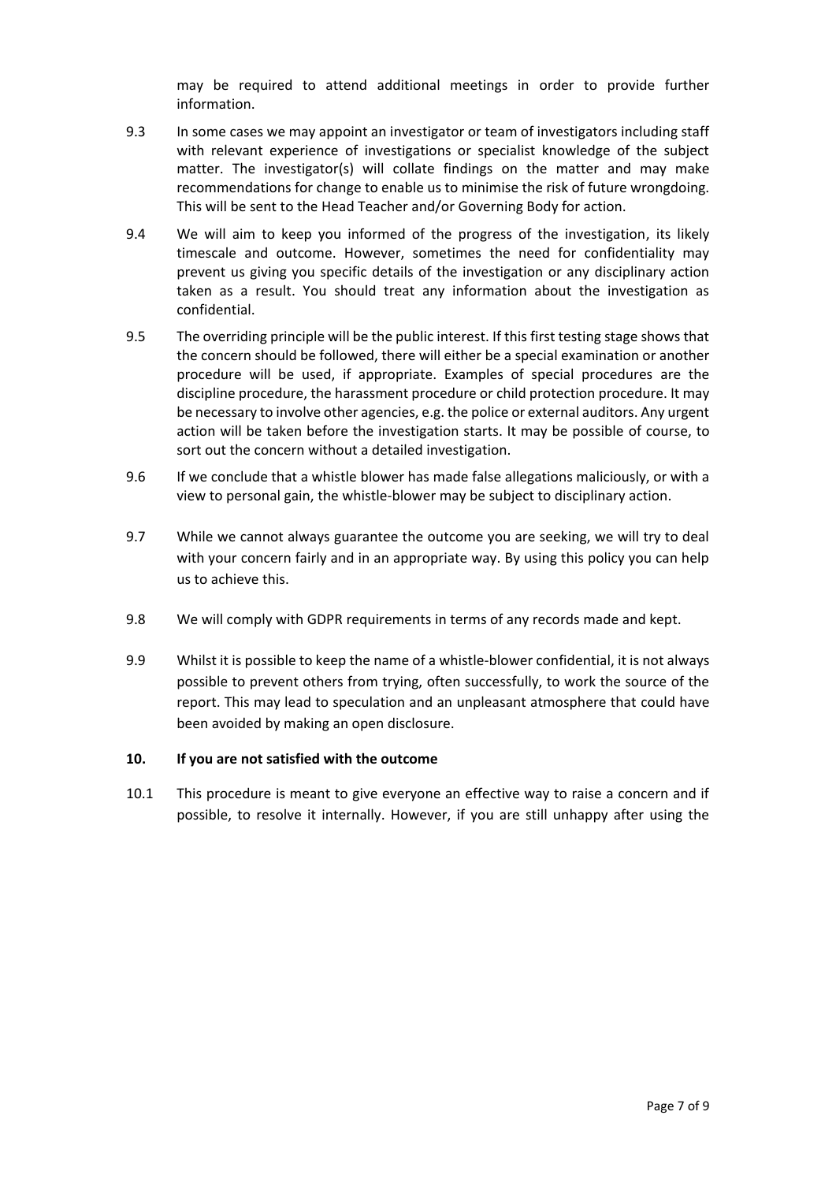may be required to attend additional meetings in order to provide further information.

9.3 In some cases we may appoint an investigator or team of investigators including staff with relevant experience of investigations or specialist knowledge of the subject matter. The investigator(s) will collate findings on the matter and may make recommendations for change to enable us to minimise the risk of future wrongdoing. This will be sent to the Head Teacher and/or Governing Body for action.

9.4 We will aim to keep you informed of the progress of the investigation, its likely timescale and outcome. However, sometimes the need for confidentiality may prevent us giving you specific details of the investigation or any disciplinary action taken as a result. You should treat any information about the investigation as confidential.

9.5 The overriding principle will be the public interest. If this first testing stage shows that the concern should be followed, there will either be a special examination or another procedure will be used, if appropriate. Examples of special procedures are the discipline procedure, the harassment procedure or child protection procedure. It may be necessary to involve other agencies, e.g. the police or external auditors. Any urgent action will be taken before the investigation starts. It may be possible of course, to sort out the concern without a detailed investigation.

9.6 If we conclude that a whistle blower has made false allegations maliciously, or with a view to personal gain, the whistle-blower may be subject to disciplinary action.

9.7 While we cannot always guarantee the outcome you are seeking, we will try to deal with your concern fairly and in an appropriate way. By using this policy you can help us to achieve this.

9.8 We will comply with GDPR requirements in terms of any records made and kept.

9.9 Whilst it is possible to keep the name of a whistle-blower confidential, it is not always possible to prevent others from trying, often successfully, to work the source of the report. This may lead to speculation and an unpleasant atmosphere that could have been avoided by making an open disclosure.

## 10. If you are not satisfied with the outcome

10.1 This procedure is meant to give everyone an effective way to raise a concern and if possible, to resolve it internally. However, if you are still unhappy after using the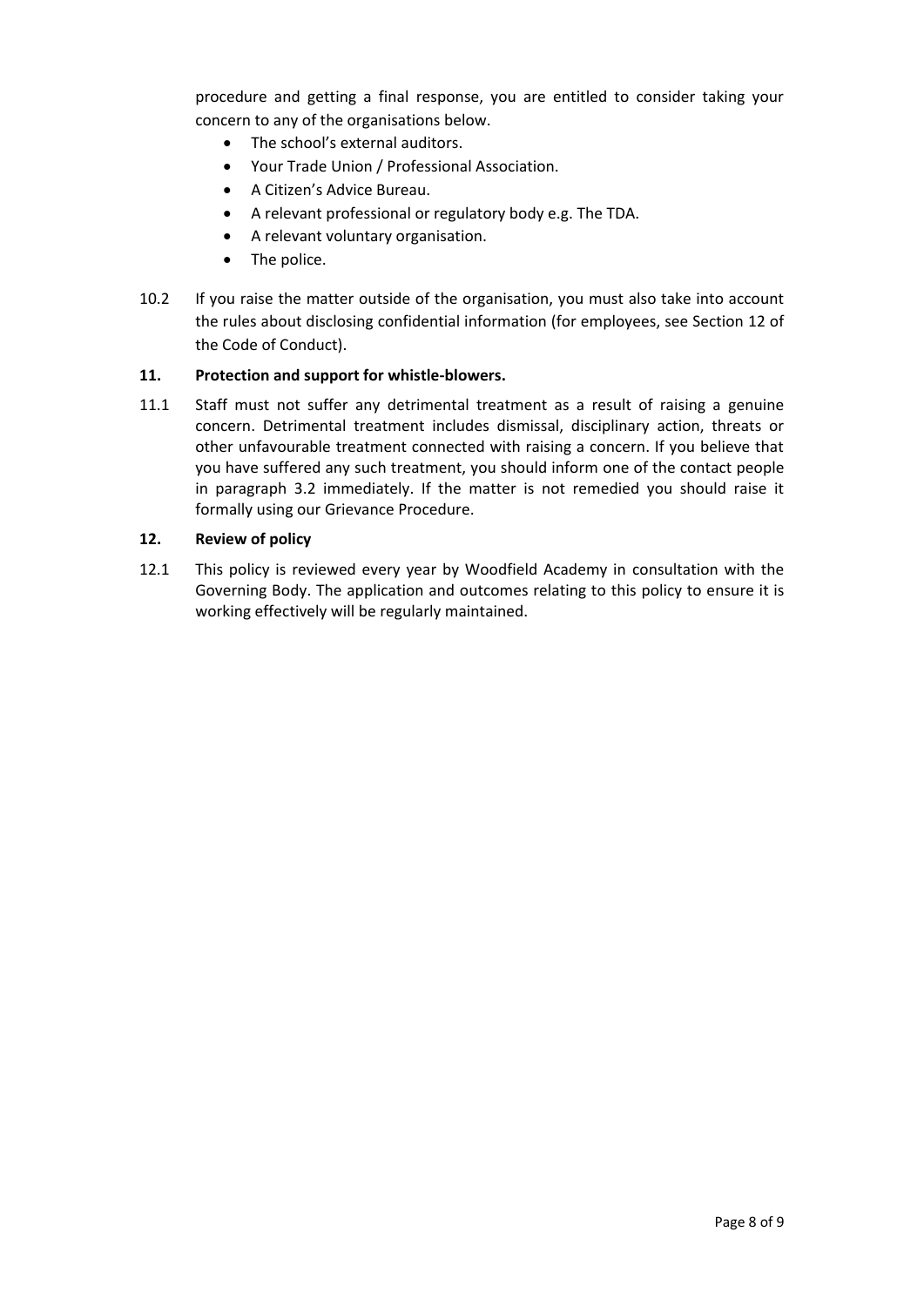procedure and getting a final response, you are entitled to consider taking your concern to any of the organisations below.

- The school's external auditors.
- Your Trade Union / Professional Association.
- A Citizen's Advice Bureau.
- A relevant professional or regulatory body e.g. The TDA.
- A relevant voluntary organisation.
- The police.

10.2 If you raise the matter outside of the organisation, you must also take into account the rules about disclosing confidential information (for employees, see Section 12 of the Code of Conduct).

## 11. Protection and support for whistle-blowers.

11.1 Staff must not suffer any detrimental treatment as a result of raising a genuine concern. Detrimental treatment includes dismissal, disciplinary action, threats or other unfavourable treatment connected with raising a concern. If you believe that you have suffered any such treatment, you should inform one of the contact people in paragraph 3.2 immediately. If the matter is not remedied you should raise it formally using our Grievance Procedure.

## 12. Review of policy

12.1 This policy is reviewed every year by Woodfield Academy in consultation with the Governing Body. The application and outcomes relating to this policy to ensure it is working effectively will be regularly maintained.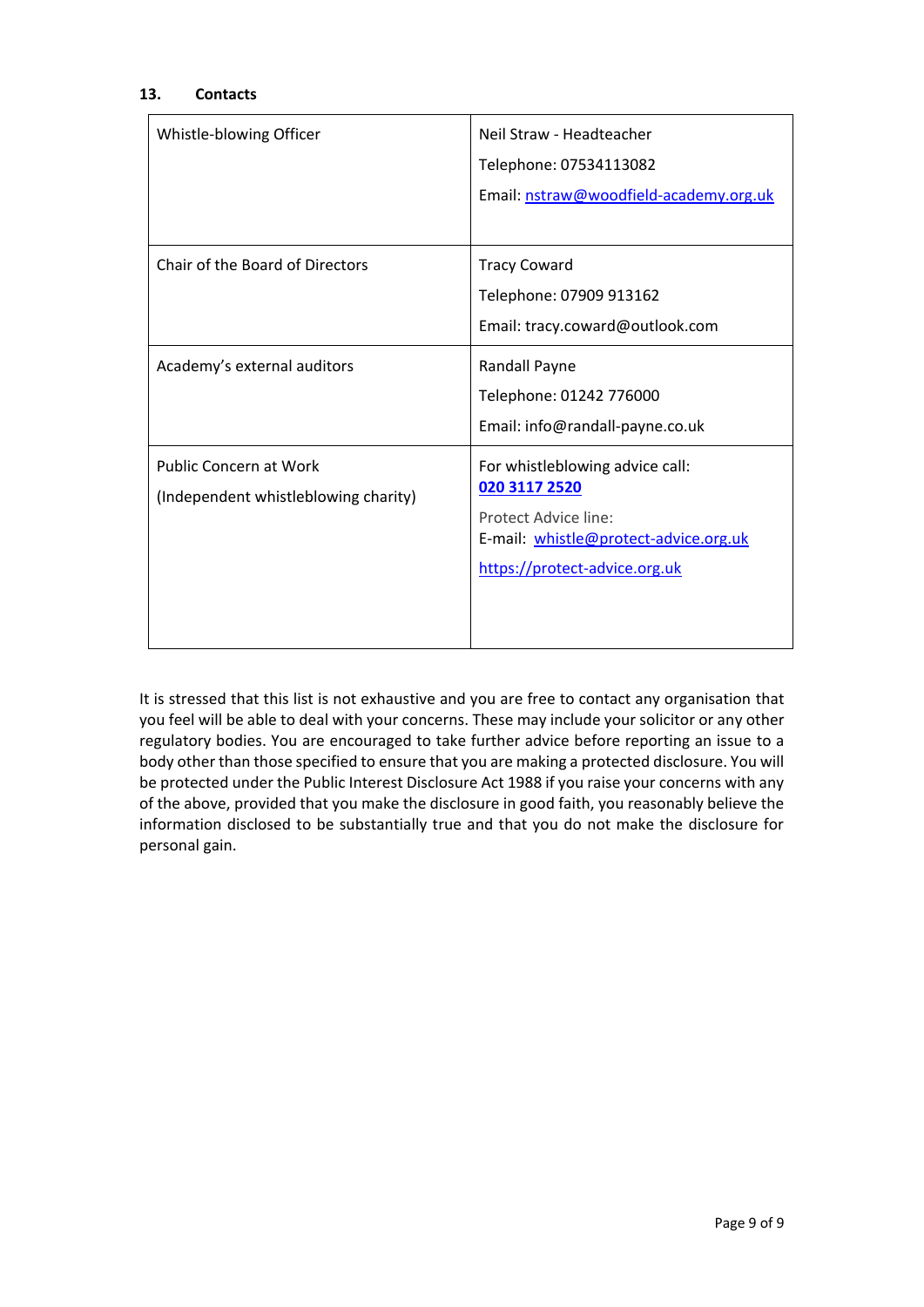## 13. Contacts

| | |
|---|---|
| Whistle-blowing Officer | Neil Straw - Headteacher<br>Telephone: 07534113082<br>Email: nstraw@woodfield-academy.org.uk |
| Chair of the Board of Directors | Tracy Coward<br>Telephone: 07909 913162<br>Email: tracy.coward@outlook.com |
| Academy's external auditors | Randall Payne<br>Telephone: 01242 776000<br>Email: info@randall-payne.co.uk |
| Public Concern at Work<br>(Independent whistleblowing charity) | For whistleblowing advice call: **020 3117 2520**<br>Protect Advice line:<br>E-mail: whistle@protect-advice.org.uk<br>https://protect-advice.org.uk |

It is stressed that this list is not exhaustive and you are free to contact any organisation that you feel will be able to deal with your concerns. These may include your solicitor or any other regulatory bodies. You are encouraged to take further advice before reporting an issue to a body other than those specified to ensure that you are making a protected disclosure. You will be protected under the Public Interest Disclosure Act 1988 if you raise your concerns with any of the above, provided that you make the disclosure in good faith, you reasonably believe the information disclosed to be substantially true and that you do not make the disclosure for personal gain.